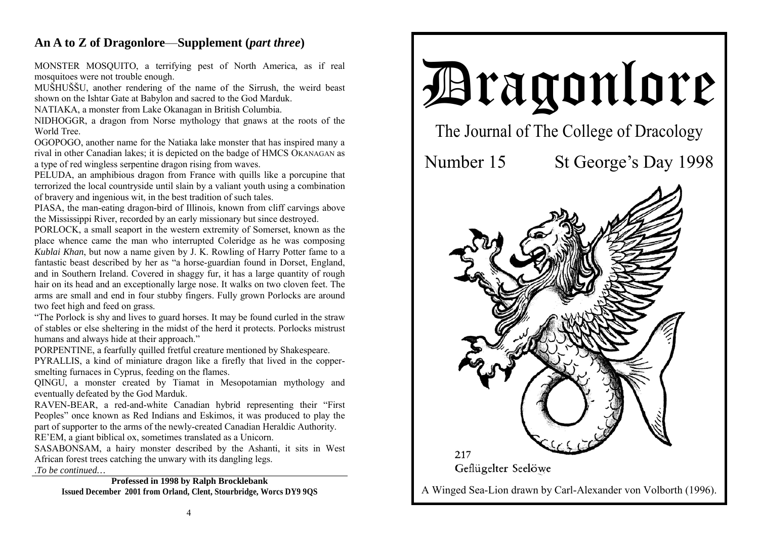## An A to Z of Dragonlore—Supplement (*part three*)

MONSTER MOSQUITO, a terrifying pest of North America, as if real mosquitoes were not trouble enough.
MUŠHUŠŠU, another rendering of the name of the Sirrush, the weird beast shown on the Ishtar Gate at Babylon and sacred to the God Marduk.
NATIAKA, a monster from Lake Okanagan in British Columbia.
NIDHOGGR, a dragon from Norse mythology that gnaws at the roots of the World Tree.
OGOPOGO, another name for the Natiaka lake monster that has inspired many a rival in other Canadian lakes; it is depicted on the badge of HMCS OKANAGAN as a type of red wingless serpentine dragon rising from waves.
PELUDA, an amphibious dragon from France with quills like a porcupine that terrorized the local countryside until slain by a valiant youth using a combination of bravery and ingenious wit, in the best tradition of such tales.
PIASA, the man-eating dragon-bird of Illinois, known from cliff carvings above the Mississippi River, recorded by an early missionary but since destroyed.
PORLOCK, a small seaport in the western extremity of Somerset, known as the place whence came the man who interrupted Coleridge as he was composing *Kublai Khan*, but now a name given by J. K. Rowling of Harry Potter fame to a fantastic beast described by her as "a horse-guardian found in Dorset, England, and in Southern Ireland. Covered in shaggy fur, it has a large quantity of rough hair on its head and an exceptionally large nose. It walks on two cloven feet. The arms are small and end in four stubby fingers. Fully grown Porlocks are around two feet high and feed on grass.
"The Porlock is shy and lives to guard horses. It may be found curled in the straw of stables or else sheltering in the midst of the herd it protects. Porlocks mistrust humans and always hide at their approach."
PORPENTINE, a fearfully quilled fretful creature mentioned by Shakespeare.
PYRALLIS, a kind of miniature dragon like a firefly that lived in the copper-smelting furnaces in Cyprus, feeding on the flames.
QINGU, a monster created by Tiamat in Mesopotamian mythology and eventually defeated by the God Marduk.
RAVEN-BEAR, a red-and-white Canadian hybrid representing their "First Peoples" once known as Red Indians and Eskimos, it was produced to play the part of supporter to the arms of the newly-created Canadian Heraldic Authority.
RE'EM, a giant biblical ox, sometimes translated as a Unicorn.
SASABONSAM, a hairy monster described by the Ashanti, it sits in West African forest trees catching the unwary with its dangling legs.
.*To be continued…*

**Professed in 1998 by Ralph Brocklebank**
**Issued December 2001 from Orland, Clent, Stourbridge, Worcs DY9 9QS**

# Dragonlore

The Journal of The College of Dracology

Number 15 St George's Day 1998

217
Geflügelter Seelöwe

A Winged Sea-Lion drawn by Carl-Alexander von Volborth (1996).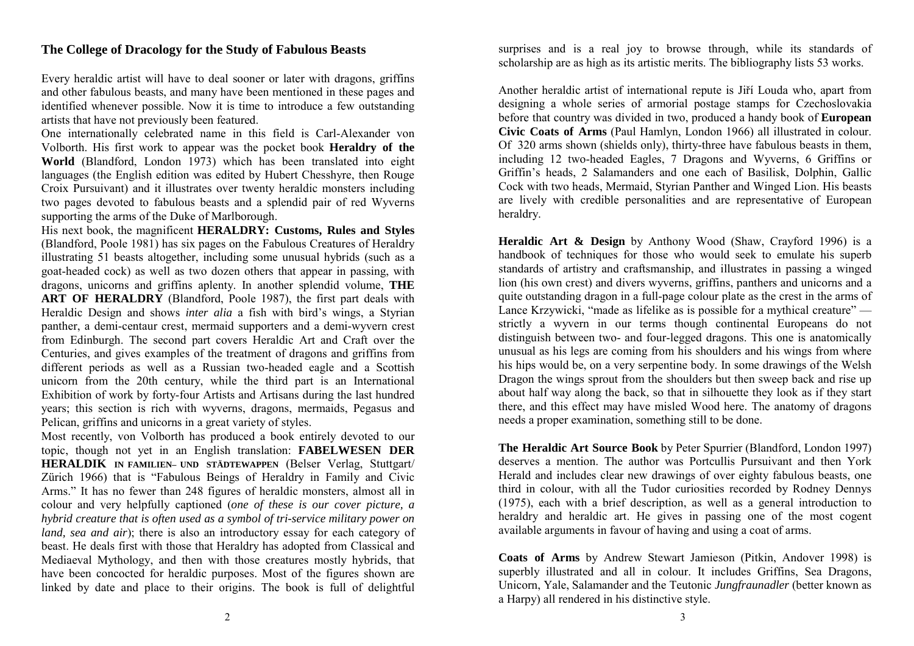## The College of Dracology for the Study of Fabulous Beasts

Every heraldic artist will have to deal sooner or later with dragons, griffins and other fabulous beasts, and many have been mentioned in these pages and identified whenever possible. Now it is time to introduce a few outstanding artists that have not previously been featured.

One internationally celebrated name in this field is Carl-Alexander von Volborth. His first work to appear was the pocket book **Heraldry of the World** (Blandford, London 1973) which has been translated into eight languages (the English edition was edited by Hubert Chesshyre, then Rouge Croix Pursuivant) and it illustrates over twenty heraldic monsters including two pages devoted to fabulous beasts and a splendid pair of red Wyverns supporting the arms of the Duke of Marlborough.

His next book, the magnificent **HERALDRY: Customs, Rules and Styles** (Blandford, Poole 1981) has six pages on the Fabulous Creatures of Heraldry illustrating 51 beasts altogether, including some unusual hybrids (such as a goat-headed cock) as well as two dozen others that appear in passing, with dragons, unicorns and griffins aplenty. In another splendid volume, **THE ART OF HERALDRY** (Blandford, Poole 1987), the first part deals with Heraldic Design and shows *inter alia* a fish with bird's wings, a Styrian panther, a demi-centaur crest, mermaid supporters and a demi-wyvern crest from Edinburgh. The second part covers Heraldic Art and Craft over the Centuries, and gives examples of the treatment of dragons and griffins from different periods as well as a Russian two-headed eagle and a Scottish unicorn from the 20th century, while the third part is an International Exhibition of work by forty-four Artists and Artisans during the last hundred years; this section is rich with wyverns, dragons, mermaids, Pegasus and Pelican, griffins and unicorns in a great variety of styles.

Most recently, von Volborth has produced a book entirely devoted to our topic, though not yet in an English translation: **FABELWESEN DER HERALDIK IN FAMILIEN– UND STÄDTEWAPPEN** (Belser Verlag, Stuttgart/ Zürich 1966) that is "Fabulous Beings of Heraldry in Family and Civic Arms." It has no fewer than 248 figures of heraldic monsters, almost all in colour and very helpfully captioned (*one of these is our cover picture, a hybrid creature that is often used as a symbol of tri-service military power on land, sea and air*); there is also an introductory essay for each category of beast. He deals first with those that Heraldry has adopted from Classical and Mediaeval Mythology, and then with those creatures mostly hybrids, that have been concocted for heraldic purposes. Most of the figures shown are linked by date and place to their origins. The book is full of delightful surprises and is a real joy to browse through, while its standards of scholarship are as high as its artistic merits. The bibliography lists 53 works.

Another heraldic artist of international repute is Jiří Louda who, apart from designing a whole series of armorial postage stamps for Czechoslovakia before that country was divided in two, produced a handy book of **European Civic Coats of Arms** (Paul Hamlyn, London 1966) all illustrated in colour. Of 320 arms shown (shields only), thirty-three have fabulous beasts in them, including 12 two-headed Eagles, 7 Dragons and Wyverns, 6 Griffins or Griffin's heads, 2 Salamanders and one each of Basilisk, Dolphin, Gallic Cock with two heads, Mermaid, Styrian Panther and Winged Lion. His beasts are lively with credible personalities and are representative of European heraldry.

**Heraldic Art & Design** by Anthony Wood (Shaw, Crayford 1996) is a handbook of techniques for those who would seek to emulate his superb standards of artistry and craftsmanship, and illustrates in passing a winged lion (his own crest) and divers wyverns, griffins, panthers and unicorns and a quite outstanding dragon in a full-page colour plate as the crest in the arms of Lance Krzywicki, "made as lifelike as is possible for a mythical creature" — strictly a wyvern in our terms though continental Europeans do not distinguish between two- and four-legged dragons. This one is anatomically unusual as his legs are coming from his shoulders and his wings from where his hips would be, on a very serpentine body. In some drawings of the Welsh Dragon the wings sprout from the shoulders but then sweep back and rise up about half way along the back, so that in silhouette they look as if they start there, and this effect may have misled Wood here. The anatomy of dragons needs a proper examination, something still to be done.

**The Heraldic Art Source Book** by Peter Spurrier (Blandford, London 1997) deserves a mention. The author was Portcullis Pursuivant and then York Herald and includes clear new drawings of over eighty fabulous beasts, one third in colour, with all the Tudor curiosities recorded by Rodney Dennys (1975), each with a brief description, as well as a general introduction to heraldry and heraldic art. He gives in passing one of the most cogent available arguments in favour of having and using a coat of arms.

**Coats of Arms** by Andrew Stewart Jamieson (Pitkin, Andover 1998) is superbly illustrated and all in colour. It includes Griffins, Sea Dragons, Unicorn, Yale, Salamander and the Teutonic *Jungfraunadler* (better known as a Harpy) all rendered in his distinctive style.